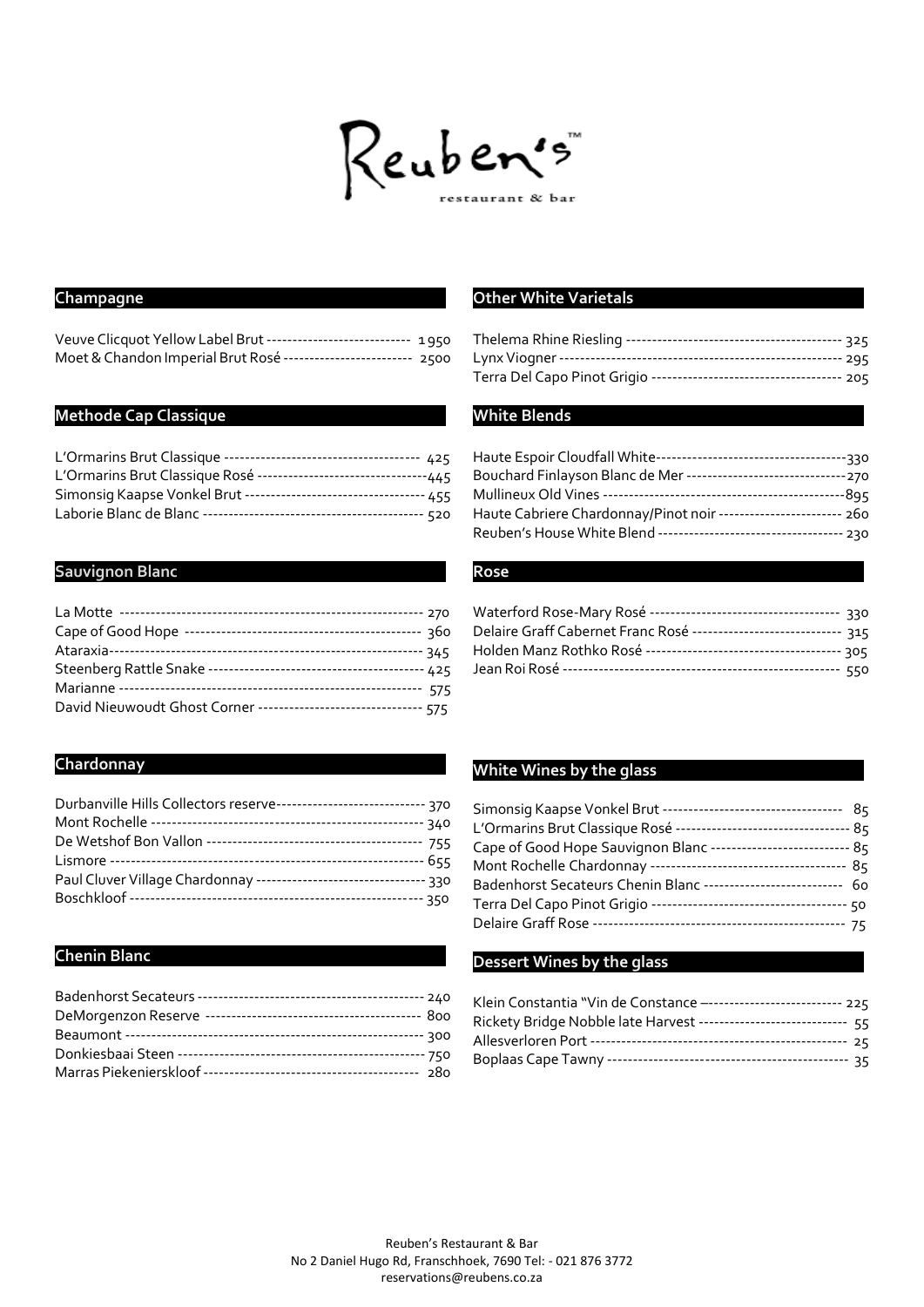# Reuben's™

restaurant & bar

## Champagne

Veuve Clicquot Yellow Label Brut ---------------------------- 1950
Moet & Chandon Imperial Brut Rosé ------------------------- 2500

## Methode Cap Classique

L'Ormarins Brut Classique -------------------------------------- 425
L'Ormarins Brut Classique Rosé ---------------------------------445
Simonsig Kaapse Vonkel Brut ---------------------------------- 455
Laborie Blanc de Blanc ------------------------------------------ 520

## Sauvignon Blanc

La Motte ---------------------------------------------------------- 270
Cape of Good Hope --------------------------------------------- 360
Ataraxia----------------------------------------------------------- 345
Steenberg Rattle Snake ----------------------------------------- 425
Marianne --------------------------------------------------------- 575
David Nieuwoudt Ghost Corner -------------------------------- 575

## Chardonnay

Durbanville Hills Collectors reserve----------------------------- 370
Mont Rochelle --------------------------------------------------- 340
De Wetshof Bon Vallon ----------------------------------------- 755
Lismore ----------------------------------------------------------- 655
Paul Cluver Village Chardonnay --------------------------------- 330
Boschkloof ------------------------------------------------------- 350

## Chenin Blanc

Badenhorst Secateurs ------------------------------------------- 240
DeMorgenzon Reserve ----------------------------------------- 800
Beaumont -------------------------------------------------------- 300
Donkiesbaai Steen ----------------------------------------------- 750
Marras Piekenierskloof ----------------------------------------- 280

## Other White Varietals

Thelema Rhine Riesling ----------------------------------------- 325
Lynx Viogner ----------------------------------------------------- 295
Terra Del Capo Pinot Grigio ------------------------------------ 205

## White Blends

Haute Espoir Cloudfall White-------------------------------------330
Bouchard Finlayson Blanc de Mer -------------------------------270
Mullineux Old Vines ---------------------------------------------895
Haute Cabriere Chardonnay/Pinot noir ------------------------ 260
Reuben's House White Blend ----------------------------------- 230

## Rose

Waterford Rose-Mary Rosé ------------------------------------ 330
Delaire Graff Cabernet Franc Rosé ---------------------------- 315
Holden Manz Rothko Rosé ------------------------------------- 305
Jean Roi Rosé ---------------------------------------------------- 550

## White Wines by the glass

Simonsig Kaapse Vonkel Brut ---------------------------------- 85
L'Ormarins Brut Classique Rosé -------------------------------- 85
Cape of Good Hope Sauvignon Blanc -------------------------- 85
Mont Rochelle Chardonnay ------------------------------------- 85
Badenhorst Secateurs Chenin Blanc -------------------------- 60
Terra Del Capo Pinot Grigio ------------------------------------ 50
Delaire Graff Rose ----------------------------------------------- 75

## Dessert Wines by the glass

Klein Constantia "Vin de Constance --------------------------- 225
Rickety Bridge Nobble late Harvest ---------------------------- 55
Allesverloren Port ----------------------------------------------- 25
Boplaas Cape Tawny --------------------------------------------- 35

Reuben's Restaurant & Bar
No 2 Daniel Hugo Rd, Franschhoek, 7690 Tel: - 021 876 3772
reservations@reubens.co.za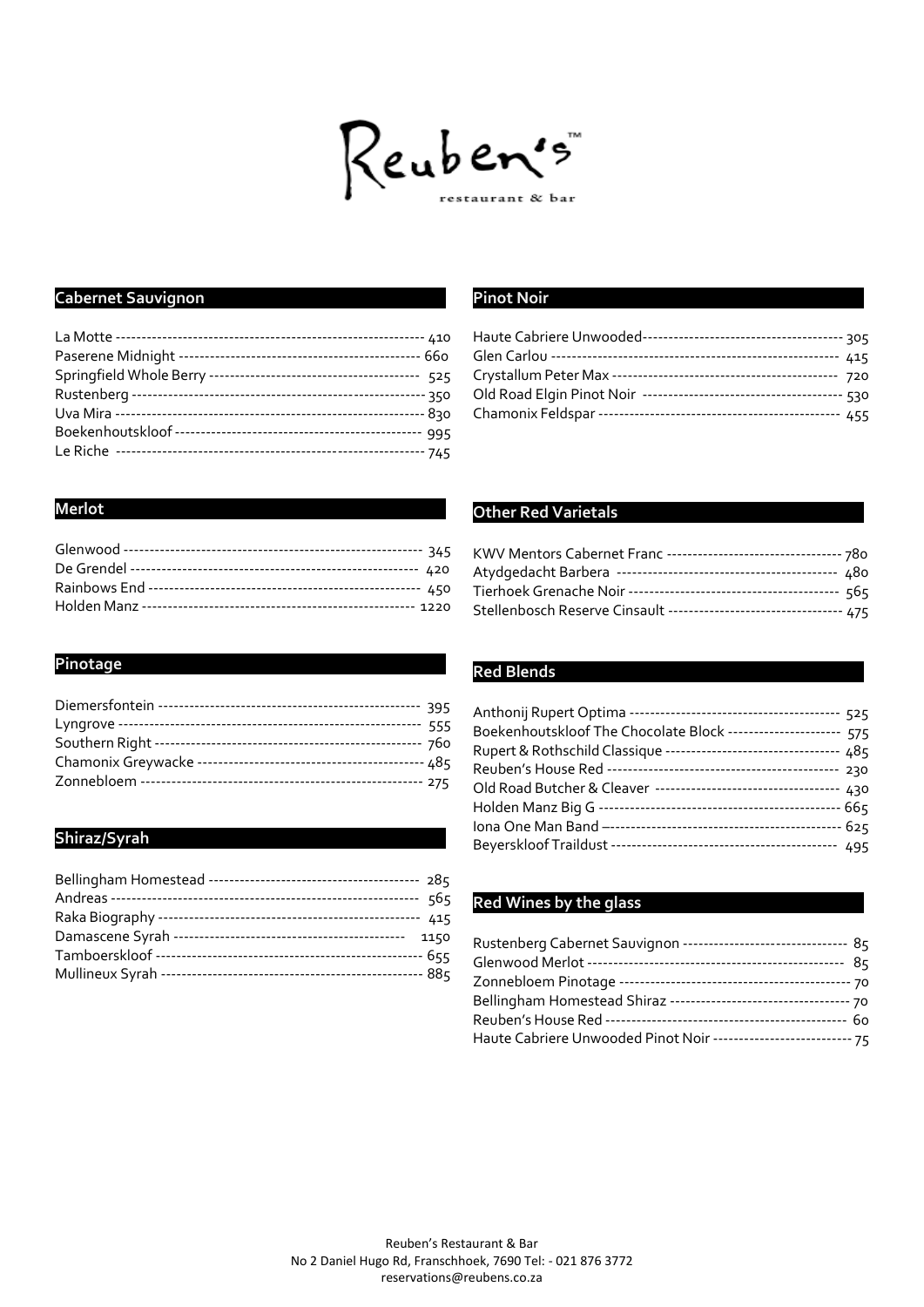# Reuben's™

restaurant & bar

## Cabernet Sauvignon

| | |
|---|---|
| La Motte | 410 |
| Paserene Midnight | 660 |
| Springfield Whole Berry | 525 |
| Rustenberg | 350 |
| Uva Mira | 830 |
| Boekenhoutskloof | 995 |
| Le Riche | 745 |

## Merlot

| | |
|---|---|
| Glenwood | 345 |
| De Grendel | 420 |
| Rainbows End | 450 |
| Holden Manz | 1220 |

## Pinotage

| | |
|---|---|
| Diemersfontein | 395 |
| Lyngrove | 555 |
| Southern Right | 760 |
| Chamonix Greywacke | 485 |
| Zonnebloem | 275 |

## Shiraz/Syrah

| | |
|---|---|
| Bellingham Homestead | 285 |
| Andreas | 565 |
| Raka Biography | 415 |
| Damascene Syrah | 1150 |
| Tamboerskloof | 655 |
| Mullineux Syrah | 885 |

## Pinot Noir

| | |
|---|---|
| Haute Cabriere Unwooded | 305 |
| Glen Carlou | 415 |
| Crystallum Peter Max | 720 |
| Old Road Elgin Pinot Noir | 530 |
| Chamonix Feldspar | 455 |

## Other Red Varietals

| | |
|---|---|
| KWV Mentors Cabernet Franc | 780 |
| Atydgedacht Barbera | 480 |
| Tierhoek Grenache Noir | 565 |
| Stellenbosch Reserve Cinsault | 475 |

## Red Blends

| | |
|---|---|
| Anthonij Rupert Optima | 525 |
| Boekenhoutskloof The Chocolate Block | 575 |
| Rupert & Rothschild Classique | 485 |
| Reuben's House Red | 230 |
| Old Road Butcher & Cleaver | 430 |
| Holden Manz Big G | 665 |
| Iona One Man Band | 625 |
| Beyerskloof Traildust | 495 |

## Red Wines by the glass

| | |
|---|---|
| Rustenberg Cabernet Sauvignon | 85 |
| Glenwood Merlot | 85 |
| Zonnebloem Pinotage | 70 |
| Bellingham Homestead Shiraz | 70 |
| Reuben's House Red | 60 |
| Haute Cabriere Unwooded Pinot Noir | 75 |

Reuben's Restaurant & Bar
No 2 Daniel Hugo Rd, Franschhoek, 7690 Tel: - 021 876 3772
reservations@reubens.co.za